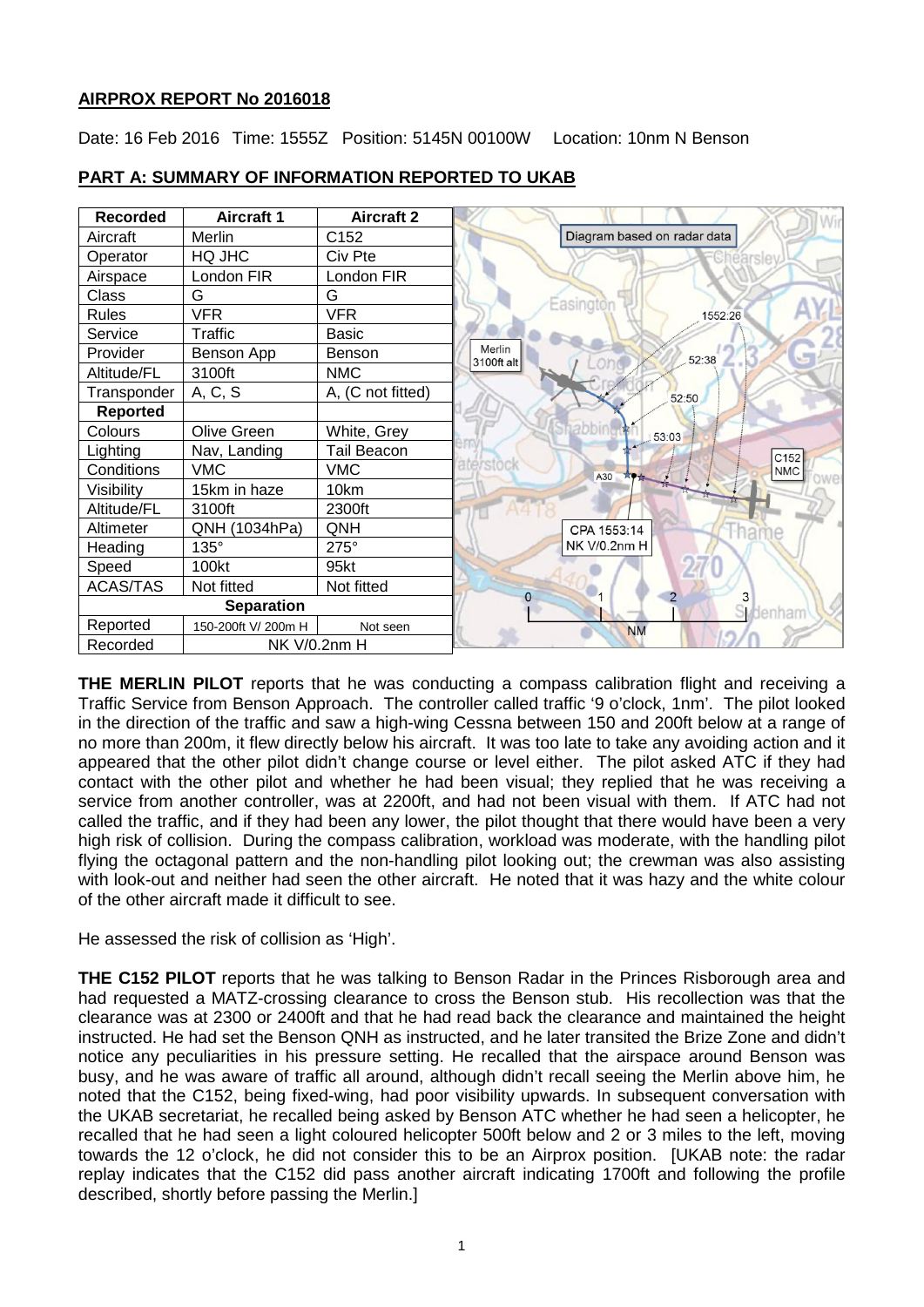**AIRPROX REPORT No 2016018**

Date: 16 Feb 2016 Time: 1555Z Position: 5145N 00100W Location: 10nm N Benson

**PART A: SUMMARY OF INFORMATION REPORTED TO UKAB**

| Recorded | Aircraft 1 | Aircraft 2 |
|---|---|---|
| Aircraft | Merlin | C152 |
| Operator | HQ JHC | Civ Pte |
| Airspace | London FIR | London FIR |
| Class | G | G |
| Rules | VFR | VFR |
| Service | Traffic | Basic |
| Provider | Benson App | Benson |
| Altitude/FL | 3100ft | NMC |
| Transponder | A, C, S | A, (C not fitted) |
| **Reported** | | |
| Colours | Olive Green | White, Grey |
| Lighting | Nav, Landing | Tail Beacon |
| Conditions | VMC | VMC |
| Visibility | 15km in haze | 10km |
| Altitude/FL | 3100ft | 2300ft |
| Altimeter | QNH (1034hPa) | QNH |
| Heading | 135° | 275° |
| Speed | 100kt | 95kt |
| ACAS/TAS | Not fitted | Not fitted |
| **Separation** | | |
| Reported | 150-200ft V/ 200m H | Not seen |
| Recorded | NK V/0.2nm H | |

Diagram based on radar data

Merlin 3100ft alt; 1552:26; 52:38; 52:50; 53:03; C152 NMC; A30; CPA 1553:14 NK V/0.2nm H

**THE MERLIN PILOT** reports that he was conducting a compass calibration flight and receiving a Traffic Service from Benson Approach. The controller called traffic '9 o'clock, 1nm'. The pilot looked in the direction of the traffic and saw a high-wing Cessna between 150 and 200ft below at a range of no more than 200m, it flew directly below his aircraft. It was too late to take any avoiding action and it appeared that the other pilot didn't change course or level either. The pilot asked ATC if they had contact with the other pilot and whether he had been visual; they replied that he was receiving a service from another controller, was at 2200ft, and had not been visual with them. If ATC had not called the traffic, and if they had been any lower, the pilot thought that there would have been a very high risk of collision. During the compass calibration, workload was moderate, with the handling pilot flying the octagonal pattern and the non-handling pilot looking out; the crewman was also assisting with look-out and neither had seen the other aircraft. He noted that it was hazy and the white colour of the other aircraft made it difficult to see.

He assessed the risk of collision as 'High'.

**THE C152 PILOT** reports that he was talking to Benson Radar in the Princes Risborough area and had requested a MATZ-crossing clearance to cross the Benson stub. His recollection was that the clearance was at 2300 or 2400ft and that he had read back the clearance and maintained the height instructed. He had set the Benson QNH as instructed, and he later transited the Brize Zone and didn't notice any peculiarities in his pressure setting. He recalled that the airspace around Benson was busy, and he was aware of traffic all around, although didn't recall seeing the Merlin above him, he noted that the C152, being fixed-wing, had poor visibility upwards. In subsequent conversation with the UKAB secretariat, he recalled being asked by Benson ATC whether he had seen a helicopter, he recalled that he had seen a light coloured helicopter 500ft below and 2 or 3 miles to the left, moving towards the 12 o'clock, he did not consider this to be an Airprox position. [UKAB note: the radar replay indicates that the C152 did pass another aircraft indicating 1700ft and following the profile described, shortly before passing the Merlin.]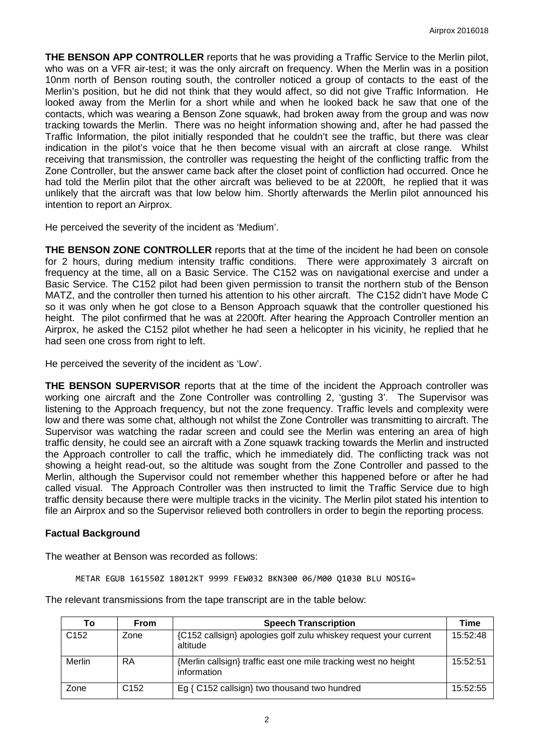**THE BENSON APP CONTROLLER** reports that he was providing a Traffic Service to the Merlin pilot, who was on a VFR air-test; it was the only aircraft on frequency. When the Merlin was in a position 10nm north of Benson routing south, the controller noticed a group of contacts to the east of the Merlin's position, but he did not think that they would affect, so did not give Traffic Information. He looked away from the Merlin for a short while and when he looked back he saw that one of the contacts, which was wearing a Benson Zone squawk, had broken away from the group and was now tracking towards the Merlin. There was no height information showing and, after he had passed the Traffic Information, the pilot initially responded that he couldn't see the traffic, but there was clear indication in the pilot's voice that he then become visual with an aircraft at close range. Whilst receiving that transmission, the controller was requesting the height of the conflicting traffic from the Zone Controller, but the answer came back after the closet point of confliction had occurred. Once he had told the Merlin pilot that the other aircraft was believed to be at 2200ft, he replied that it was unlikely that the aircraft was that low below him. Shortly afterwards the Merlin pilot announced his intention to report an Airprox.

He perceived the severity of the incident as 'Medium'.

**THE BENSON ZONE CONTROLLER** reports that at the time of the incident he had been on console for 2 hours, during medium intensity traffic conditions. There were approximately 3 aircraft on frequency at the time, all on a Basic Service. The C152 was on navigational exercise and under a Basic Service. The C152 pilot had been given permission to transit the northern stub of the Benson MATZ, and the controller then turned his attention to his other aircraft. The C152 didn't have Mode C so it was only when he got close to a Benson Approach squawk that the controller questioned his height. The pilot confirmed that he was at 2200ft. After hearing the Approach Controller mention an Airprox, he asked the C152 pilot whether he had seen a helicopter in his vicinity, he replied that he had seen one cross from right to left.

He perceived the severity of the incident as 'Low'.

**THE BENSON SUPERVISOR** reports that at the time of the incident the Approach controller was working one aircraft and the Zone Controller was controlling 2, 'gusting 3'. The Supervisor was listening to the Approach frequency, but not the zone frequency. Traffic levels and complexity were low and there was some chat, although not whilst the Zone Controller was transmitting to aircraft. The Supervisor was watching the radar screen and could see the Merlin was entering an area of high traffic density, he could see an aircraft with a Zone squawk tracking towards the Merlin and instructed the Approach controller to call the traffic, which he immediately did. The conflicting track was not showing a height read-out, so the altitude was sought from the Zone Controller and passed to the Merlin, although the Supervisor could not remember whether this happened before or after he had called visual. The Approach Controller was then instructed to limit the Traffic Service due to high traffic density because there were multiple tracks in the vicinity. The Merlin pilot stated his intention to file an Airprox and so the Supervisor relieved both controllers in order to begin the reporting process.

## Factual Background

The weather at Benson was recorded as follows:

```
METAR EGUB 161550Z 18012KT 9999 FEW032 BKN300 06/M00 Q1030 BLU NOSIG=
```

The relevant transmissions from the tape transcript are in the table below:

| To | From | Speech Transcription | Time |
|---|---|---|---|
| C152 | Zone | {C152 callsign} apologies golf zulu whiskey request your current altitude | 15:52:48 |
| Merlin | RA | {Merlin callsign} traffic east one mile tracking west no height information | 15:52:51 |
| Zone | C152 | Eg { C152 callsign} two thousand two hundred | 15:52:55 |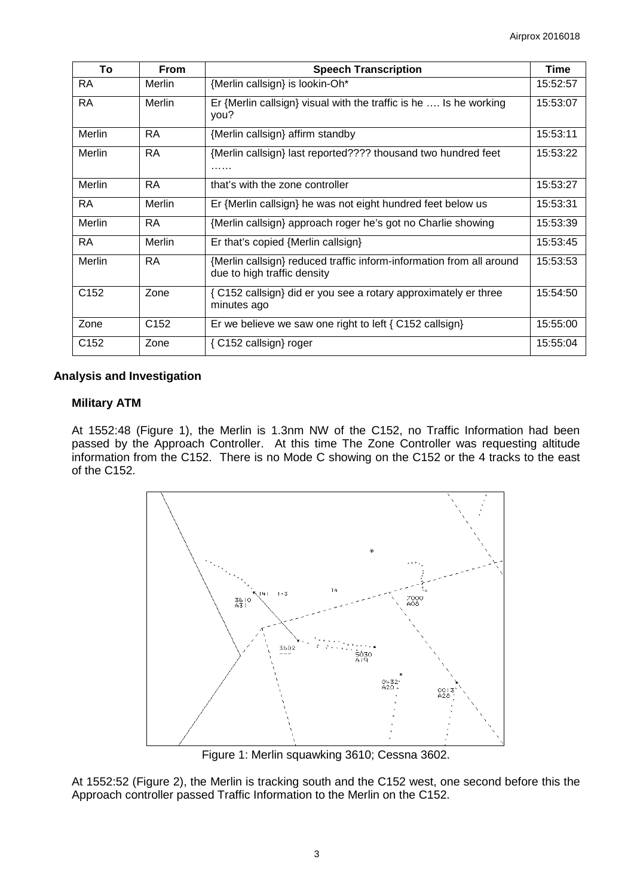| To | From | Speech Transcription | Time |
|---|---|---|---|
| RA | Merlin | {Merlin callsign} is lookin-Oh* | 15:52:57 |
| RA | Merlin | Er {Merlin callsign} visual with the traffic is he …. Is he working you? | 15:53:07 |
| Merlin | RA | {Merlin callsign} affirm standby | 15:53:11 |
| Merlin | RA | {Merlin callsign} last reported???? thousand two hundred feet …… | 15:53:22 |
| Merlin | RA | that's with the zone controller | 15:53:27 |
| RA | Merlin | Er {Merlin callsign} he was not eight hundred feet below us | 15:53:31 |
| Merlin | RA | {Merlin callsign} approach roger he's got no Charlie showing | 15:53:39 |
| RA | Merlin | Er that's copied {Merlin callsign} | 15:53:45 |
| Merlin | RA | {Merlin callsign} reduced traffic inform-information from all around due to high traffic density | 15:53:53 |
| C152 | Zone | { C152 callsign} did er you see a rotary approximately er three minutes ago | 15:54:50 |
| Zone | C152 | Er we believe we saw one right to left { C152 callsign} | 15:55:00 |
| C152 | Zone | { C152 callsign} roger | 15:55:04 |

## Analysis and Investigation

### Military ATM

At 1552:48 (Figure 1), the Merlin is 1.3nm NW of the C152, no Traffic Information had been passed by the Approach Controller. At this time The Zone Controller was requesting altitude information from the C152. There is no Mode C showing on the C152 or the 4 tracks to the east of the C152.

Figure 1: Merlin squawking 3610; Cessna 3602.

At 1552:52 (Figure 2), the Merlin is tracking south and the C152 west, one second before this the Approach controller passed Traffic Information to the Merlin on the C152.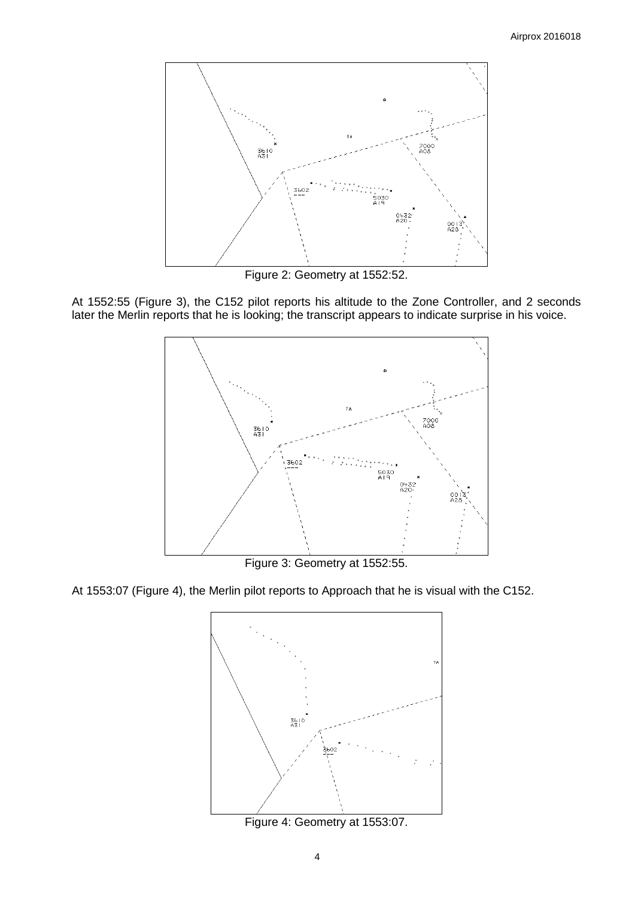Figure 2: Geometry at 1552:52.

At 1552:55 (Figure 3), the C152 pilot reports his altitude to the Zone Controller, and 2 seconds later the Merlin reports that he is looking; the transcript appears to indicate surprise in his voice.

Figure 3: Geometry at 1552:55.

At 1553:07 (Figure 4), the Merlin pilot reports to Approach that he is visual with the C152.

Figure 4: Geometry at 1553:07.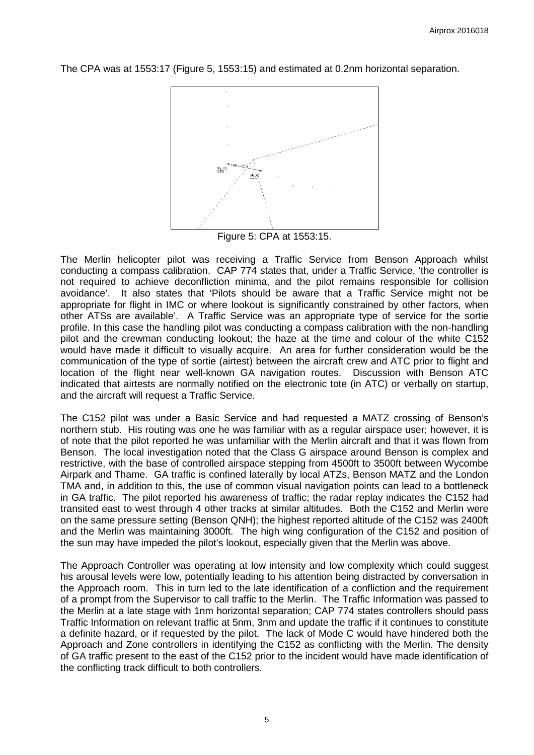The CPA was at 1553:17 (Figure 5, 1553:15) and estimated at 0.2nm horizontal separation.

Figure 5: CPA at 1553:15.

The Merlin helicopter pilot was receiving a Traffic Service from Benson Approach whilst conducting a compass calibration. CAP 774 states that, under a Traffic Service, 'the controller is not required to achieve deconfliction minima, and the pilot remains responsible for collision avoidance'. It also states that 'Pilots should be aware that a Traffic Service might not be appropriate for flight in IMC or where lookout is significantly constrained by other factors, when other ATSs are available'. A Traffic Service was an appropriate type of service for the sortie profile. In this case the handling pilot was conducting a compass calibration with the non-handling pilot and the crewman conducting lookout; the haze at the time and colour of the white C152 would have made it difficult to visually acquire. An area for further consideration would be the communication of the type of sortie (airtest) between the aircraft crew and ATC prior to flight and location of the flight near well-known GA navigation routes. Discussion with Benson ATC indicated that airtests are normally notified on the electronic tote (in ATC) or verbally on startup, and the aircraft will request a Traffic Service.

The C152 pilot was under a Basic Service and had requested a MATZ crossing of Benson's northern stub. His routing was one he was familiar with as a regular airspace user; however, it is of note that the pilot reported he was unfamiliar with the Merlin aircraft and that it was flown from Benson. The local investigation noted that the Class G airspace around Benson is complex and restrictive, with the base of controlled airspace stepping from 4500ft to 3500ft between Wycombe Airpark and Thame. GA traffic is confined laterally by local ATZs, Benson MATZ and the London TMA and, in addition to this, the use of common visual navigation points can lead to a bottleneck in GA traffic. The pilot reported his awareness of traffic; the radar replay indicates the C152 had transited east to west through 4 other tracks at similar altitudes. Both the C152 and Merlin were on the same pressure setting (Benson QNH); the highest reported altitude of the C152 was 2400ft and the Merlin was maintaining 3000ft. The high wing configuration of the C152 and position of the sun may have impeded the pilot's lookout, especially given that the Merlin was above.

The Approach Controller was operating at low intensity and low complexity which could suggest his arousal levels were low, potentially leading to his attention being distracted by conversation in the Approach room. This in turn led to the late identification of a confliction and the requirement of a prompt from the Supervisor to call traffic to the Merlin. The Traffic Information was passed to the Merlin at a late stage with 1nm horizontal separation; CAP 774 states controllers should pass Traffic Information on relevant traffic at 5nm, 3nm and update the traffic if it continues to constitute a definite hazard, or if requested by the pilot. The lack of Mode C would have hindered both the Approach and Zone controllers in identifying the C152 as conflicting with the Merlin. The density of GA traffic present to the east of the C152 prior to the incident would have made identification of the conflicting track difficult to both controllers.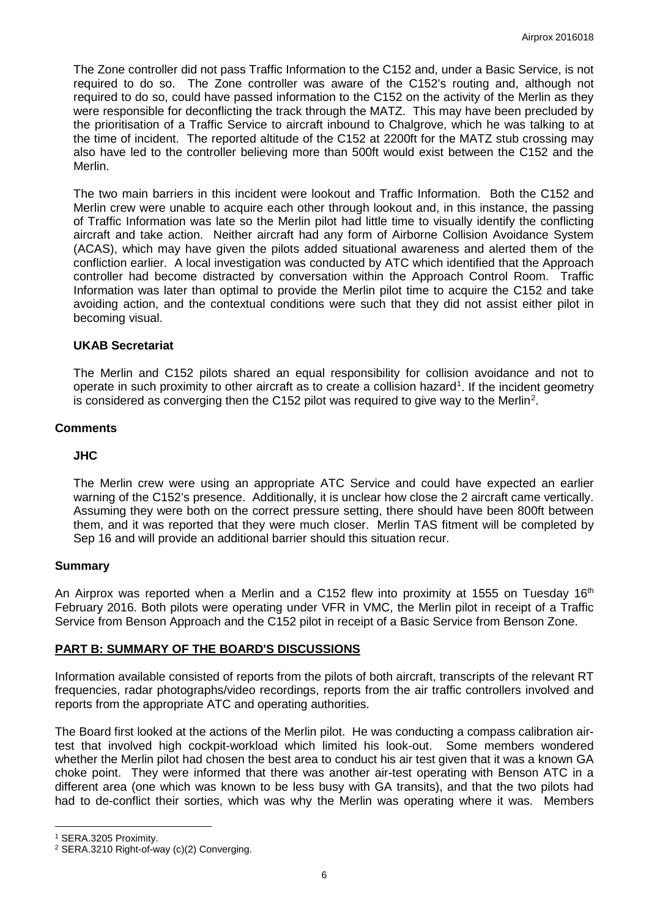The Zone controller did not pass Traffic Information to the C152 and, under a Basic Service, is not required to do so. The Zone controller was aware of the C152's routing and, although not required to do so, could have passed information to the C152 on the activity of the Merlin as they were responsible for deconflicting the track through the MATZ. This may have been precluded by the prioritisation of a Traffic Service to aircraft inbound to Chalgrove, which he was talking to at the time of incident. The reported altitude of the C152 at 2200ft for the MATZ stub crossing may also have led to the controller believing more than 500ft would exist between the C152 and the Merlin.

The two main barriers in this incident were lookout and Traffic Information. Both the C152 and Merlin crew were unable to acquire each other through lookout and, in this instance, the passing of Traffic Information was late so the Merlin pilot had little time to visually identify the conflicting aircraft and take action. Neither aircraft had any form of Airborne Collision Avoidance System (ACAS), which may have given the pilots added situational awareness and alerted them of the confliction earlier. A local investigation was conducted by ATC which identified that the Approach controller had become distracted by conversation within the Approach Control Room. Traffic Information was later than optimal to provide the Merlin pilot time to acquire the C152 and take avoiding action, and the contextual conditions were such that they did not assist either pilot in becoming visual.

### UKAB Secretariat

The Merlin and C152 pilots shared an equal responsibility for collision avoidance and not to operate in such proximity to other aircraft as to create a collision hazard[1]. If the incident geometry is considered as converging then the C152 pilot was required to give way to the Merlin[2].

## Comments

### JHC

The Merlin crew were using an appropriate ATC Service and could have expected an earlier warning of the C152's presence. Additionally, it is unclear how close the 2 aircraft came vertically. Assuming they were both on the correct pressure setting, there should have been 800ft between them, and it was reported that they were much closer. Merlin TAS fitment will be completed by Sep 16 and will provide an additional barrier should this situation recur.

## Summary

An Airprox was reported when a Merlin and a C152 flew into proximity at 1555 on Tuesday 16th February 2016. Both pilots were operating under VFR in VMC, the Merlin pilot in receipt of a Traffic Service from Benson Approach and the C152 pilot in receipt of a Basic Service from Benson Zone.

## PART B: SUMMARY OF THE BOARD'S DISCUSSIONS

Information available consisted of reports from the pilots of both aircraft, transcripts of the relevant RT frequencies, radar photographs/video recordings, reports from the air traffic controllers involved and reports from the appropriate ATC and operating authorities.

The Board first looked at the actions of the Merlin pilot. He was conducting a compass calibration air-test that involved high cockpit-workload which limited his look-out. Some members wondered whether the Merlin pilot had chosen the best area to conduct his air test given that it was a known GA choke point. They were informed that there was another air-test operating with Benson ATC in a different area (one which was known to be less busy with GA transits), and that the two pilots had had to de-conflict their sorties, which was why the Merlin was operating where it was. Members

---

[1] SERA.3205 Proximity.

[2] SERA.3210 Right-of-way (c)(2) Converging.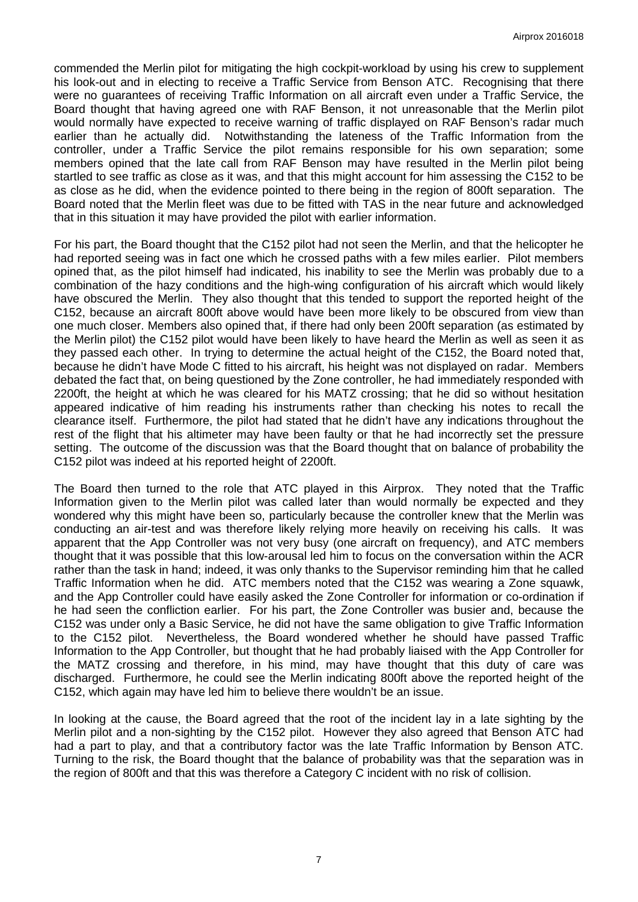commended the Merlin pilot for mitigating the high cockpit-workload by using his crew to supplement his look-out and in electing to receive a Traffic Service from Benson ATC. Recognising that there were no guarantees of receiving Traffic Information on all aircraft even under a Traffic Service, the Board thought that having agreed one with RAF Benson, it not unreasonable that the Merlin pilot would normally have expected to receive warning of traffic displayed on RAF Benson's radar much earlier than he actually did. Notwithstanding the lateness of the Traffic Information from the controller, under a Traffic Service the pilot remains responsible for his own separation; some members opined that the late call from RAF Benson may have resulted in the Merlin pilot being startled to see traffic as close as it was, and that this might account for him assessing the C152 to be as close as he did, when the evidence pointed to there being in the region of 800ft separation. The Board noted that the Merlin fleet was due to be fitted with TAS in the near future and acknowledged that in this situation it may have provided the pilot with earlier information.

For his part, the Board thought that the C152 pilot had not seen the Merlin, and that the helicopter he had reported seeing was in fact one which he crossed paths with a few miles earlier. Pilot members opined that, as the pilot himself had indicated, his inability to see the Merlin was probably due to a combination of the hazy conditions and the high-wing configuration of his aircraft which would likely have obscured the Merlin. They also thought that this tended to support the reported height of the C152, because an aircraft 800ft above would have been more likely to be obscured from view than one much closer. Members also opined that, if there had only been 200ft separation (as estimated by the Merlin pilot) the C152 pilot would have been likely to have heard the Merlin as well as seen it as they passed each other. In trying to determine the actual height of the C152, the Board noted that, because he didn't have Mode C fitted to his aircraft, his height was not displayed on radar. Members debated the fact that, on being questioned by the Zone controller, he had immediately responded with 2200ft, the height at which he was cleared for his MATZ crossing; that he did so without hesitation appeared indicative of him reading his instruments rather than checking his notes to recall the clearance itself. Furthermore, the pilot had stated that he didn't have any indications throughout the rest of the flight that his altimeter may have been faulty or that he had incorrectly set the pressure setting. The outcome of the discussion was that the Board thought that on balance of probability the C152 pilot was indeed at his reported height of 2200ft.

The Board then turned to the role that ATC played in this Airprox. They noted that the Traffic Information given to the Merlin pilot was called later than would normally be expected and they wondered why this might have been so, particularly because the controller knew that the Merlin was conducting an air-test and was therefore likely relying more heavily on receiving his calls. It was apparent that the App Controller was not very busy (one aircraft on frequency), and ATC members thought that it was possible that this low-arousal led him to focus on the conversation within the ACR rather than the task in hand; indeed, it was only thanks to the Supervisor reminding him that he called Traffic Information when he did. ATC members noted that the C152 was wearing a Zone squawk, and the App Controller could have easily asked the Zone Controller for information or co-ordination if he had seen the confliction earlier. For his part, the Zone Controller was busier and, because the C152 was under only a Basic Service, he did not have the same obligation to give Traffic Information to the C152 pilot. Nevertheless, the Board wondered whether he should have passed Traffic Information to the App Controller, but thought that he had probably liaised with the App Controller for the MATZ crossing and therefore, in his mind, may have thought that this duty of care was discharged. Furthermore, he could see the Merlin indicating 800ft above the reported height of the C152, which again may have led him to believe there wouldn't be an issue.

In looking at the cause, the Board agreed that the root of the incident lay in a late sighting by the Merlin pilot and a non-sighting by the C152 pilot. However they also agreed that Benson ATC had had a part to play, and that a contributory factor was the late Traffic Information by Benson ATC. Turning to the risk, the Board thought that the balance of probability was that the separation was in the region of 800ft and that this was therefore a Category C incident with no risk of collision.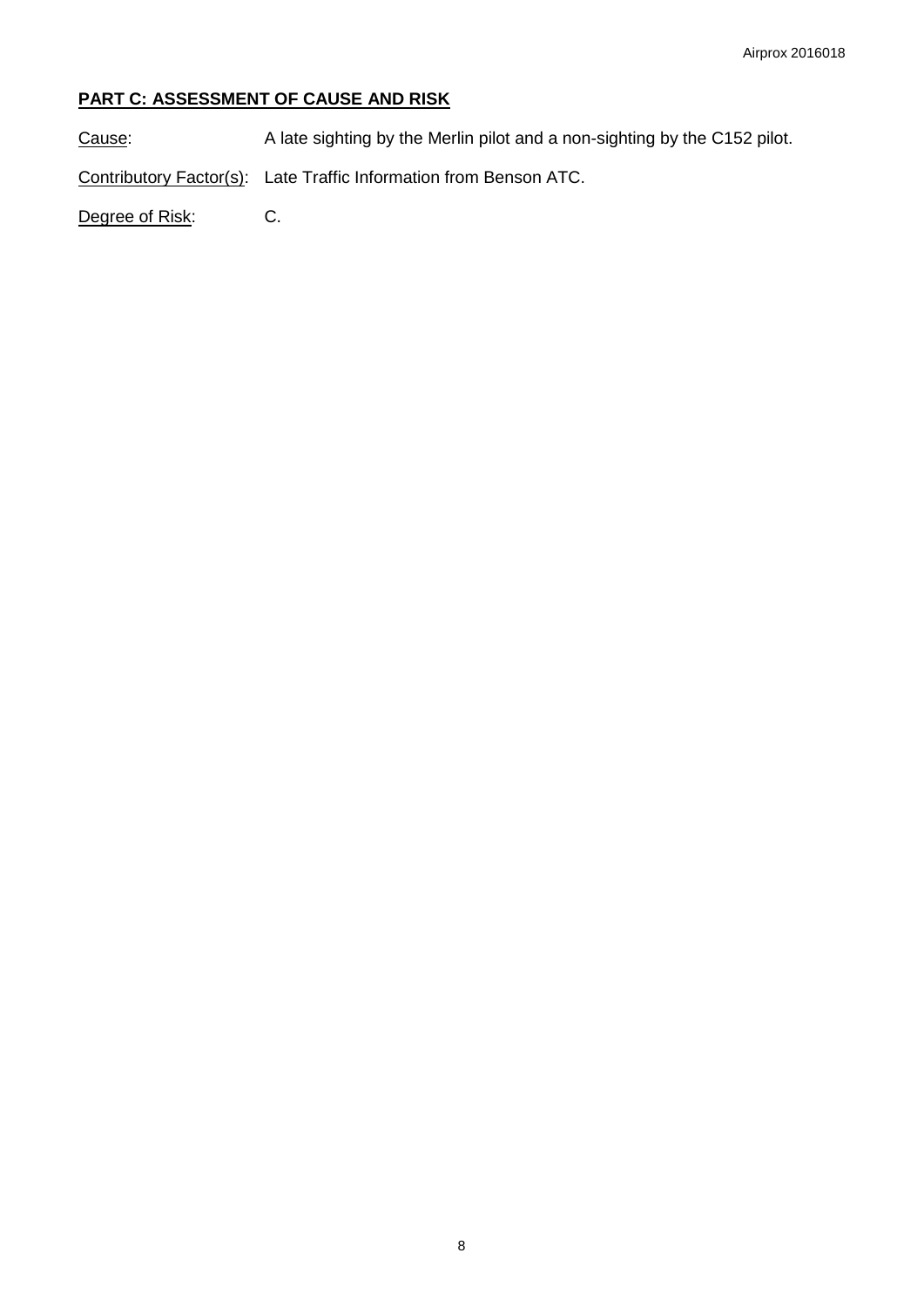**PART C: ASSESSMENT OF CAUSE AND RISK**

Cause: A late sighting by the Merlin pilot and a non-sighting by the C152 pilot.

Contributory Factor(s): Late Traffic Information from Benson ATC.

Degree of Risk: C.